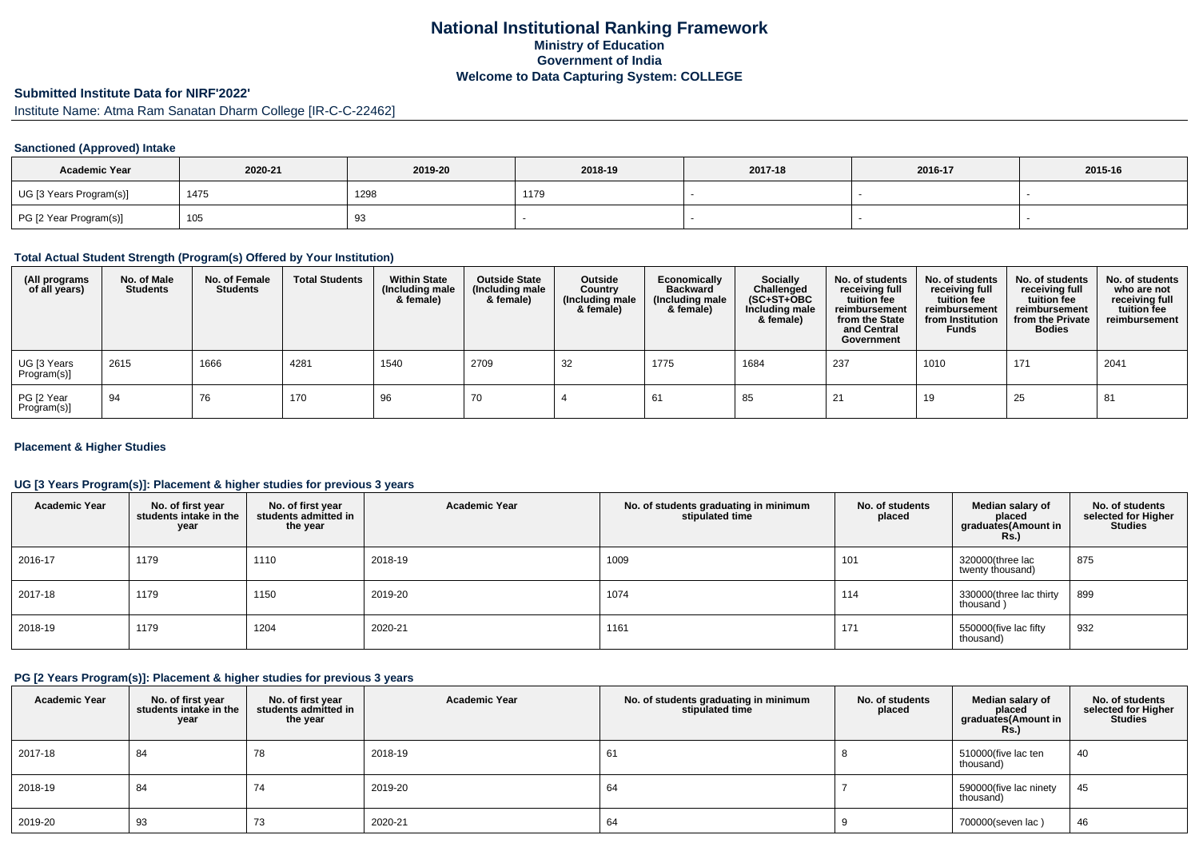# National Institutional Ranking Framework
## Ministry of Education
## Government of India
## Welcome to Data Capturing System: COLLEGE

### Submitted Institute Data for NIRF'2022'

Institute Name: Atma Ram Sanatan Dharm College [IR-C-C-22462]

#### Sanctioned (Approved) Intake

| Academic Year | 2020-21 | 2019-20 | 2018-19 | 2017-18 | 2016-17 | 2015-16 |
|---|---|---|---|---|---|---|
| UG [3 Years Program(s)] | 1475 | 1298 | 1179 | - | - | - |
| PG [2 Year Program(s)] | 105 | 93 | - | - | - | - |

#### Total Actual Student Strength (Program(s) Offered by Your Institution)

| (All programs of all years) | No. of Male Students | No. of Female Students | Total Students | Within State (Including male & female) | Outside State (Including male & female) | Outside Country (Including male & female) | Economically Backward (Including male & female) | Socially Challenged (SC+ST+OBC Including male & female) | No. of students receiving full tuition fee reimbursement from the State and Central Government | No. of students receiving full tuition fee reimbursement from Institution Funds | No. of students receiving full tuition fee reimbursement from the Private Bodies | No. of students who are not receiving full tuition fee reimbursement |
|---|---|---|---|---|---|---|---|---|---|---|---|---|
| UG [3 Years Program(s)] | 2615 | 1666 | 4281 | 1540 | 2709 | 32 | 1775 | 1684 | 237 | 1010 | 171 | 2041 |
| PG [2 Year Program(s)] | 94 | 76 | 170 | 96 | 70 | 4 | 61 | 85 | 21 | 19 | 25 | 81 |

#### Placement & Higher Studies

#### UG [3 Years Program(s)]: Placement & higher studies for previous 3 years

| Academic Year | No. of first year students intake in the year | No. of first year students admitted in the year | Academic Year | No. of students graduating in minimum stipulated time | No. of students placed | Median salary of placed graduates(Amount in Rs.) | No. of students selected for Higher Studies |
|---|---|---|---|---|---|---|---|
| 2016-17 | 1179 | 1110 | 2018-19 | 1009 | 101 | 320000(three lac twenty thousand) | 875 |
| 2017-18 | 1179 | 1150 | 2019-20 | 1074 | 114 | 330000(three lac thirty thousand ) | 899 |
| 2018-19 | 1179 | 1204 | 2020-21 | 1161 | 171 | 550000(five lac fifty thousand) | 932 |

#### PG [2 Years Program(s)]: Placement & higher studies for previous 3 years

| Academic Year | No. of first year students intake in the year | No. of first year students admitted in the year | Academic Year | No. of students graduating in minimum stipulated time | No. of students placed | Median salary of placed graduates(Amount in Rs.) | No. of students selected for Higher Studies |
|---|---|---|---|---|---|---|---|
| 2017-18 | 84 | 78 | 2018-19 | 61 | 8 | 510000(five lac ten thousand) | 40 |
| 2018-19 | 84 | 74 | 2019-20 | 64 | 7 | 590000(five lac ninety thousand) | 45 |
| 2019-20 | 93 | 73 | 2020-21 | 64 | 9 | 700000(seven lac ) | 46 |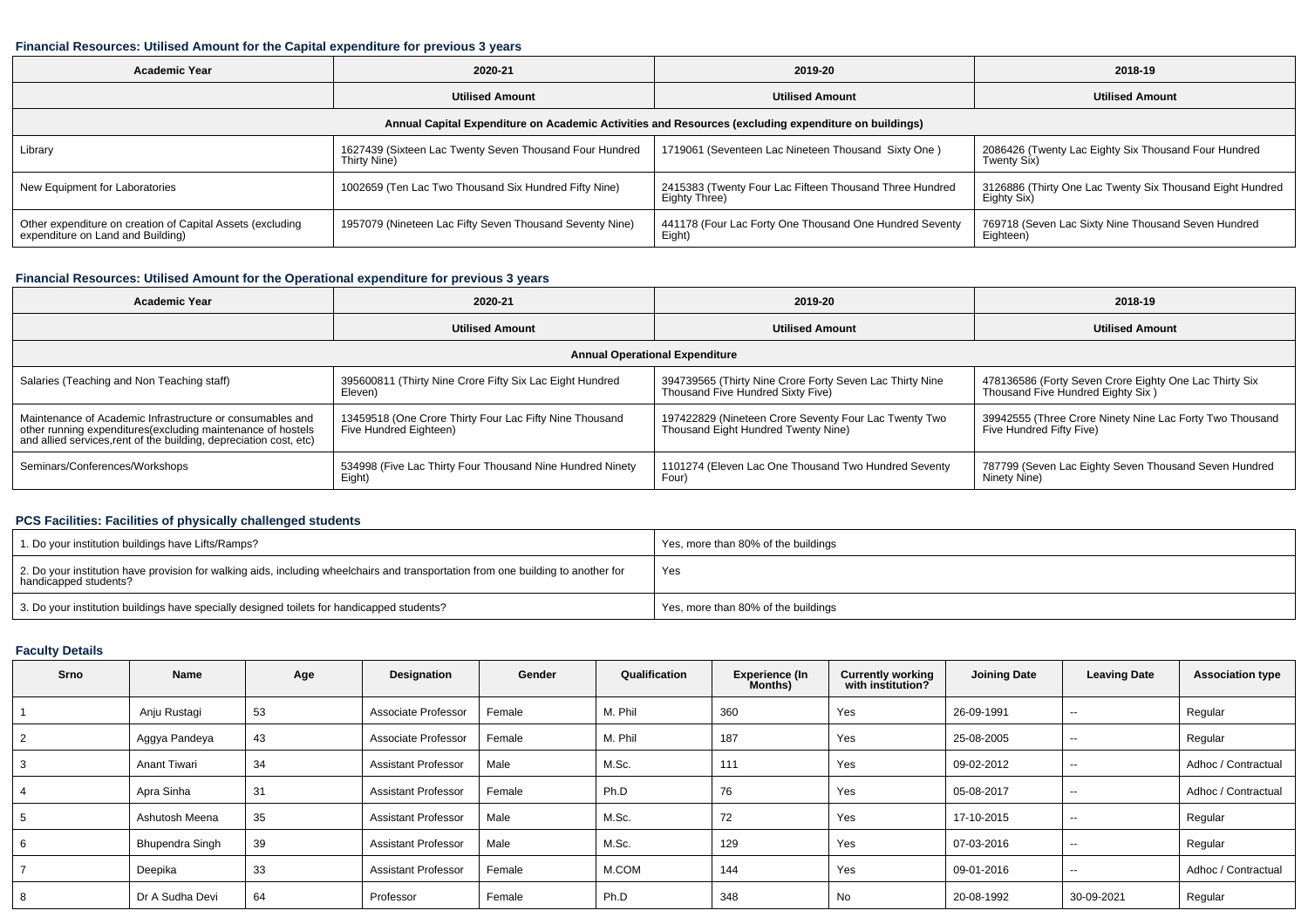### Financial Resources: Utilised Amount for the Capital expenditure for previous 3 years

| Academic Year | 2020-21 | 2019-20 | 2018-19 |
|---|---|---|---|
| | Utilised Amount | Utilised Amount | Utilised Amount |
| Annual Capital Expenditure on Academic Activities and Resources (excluding expenditure on buildings) | | | |
| Library | 1627439 (Sixteen Lac Twenty Seven Thousand Four Hundred Thirty Nine) | 1719061 (Seventeen Lac Nineteen Thousand Sixty One ) | 2086426 (Twenty Lac Eighty Six Thousand Four Hundred Twenty Six) |
| New Equipment for Laboratories | 1002659 (Ten Lac Two Thousand Six Hundred Fifty Nine) | 2415383 (Twenty Four Lac Fifteen Thousand Three Hundred Eighty Three) | 3126886 (Thirty One Lac Twenty Six Thousand Eight Hundred Eighty Six) |
| Other expenditure on creation of Capital Assets (excluding expenditure on Land and Building) | 1957079 (Nineteen Lac Fifty Seven Thousand Seventy Nine) | 441178 (Four Lac Forty One Thousand One Hundred Seventy Eight) | 769718 (Seven Lac Sixty Nine Thousand Seven Hundred Eighteen) |

### Financial Resources: Utilised Amount for the Operational expenditure for previous 3 years

| Academic Year | 2020-21 | 2019-20 | 2018-19 |
|---|---|---|---|
| | Utilised Amount | Utilised Amount | Utilised Amount |
| Annual Operational Expenditure | | | |
| Salaries (Teaching and Non Teaching staff) | 395600811 (Thirty Nine Crore Fifty Six Lac Eight Hundred Eleven) | 394739565 (Thirty Nine Crore Forty Seven Lac Thirty Nine Thousand Five Hundred Sixty Five) | 478136586 (Forty Seven Crore Eighty One Lac Thirty Six Thousand Five Hundred Eighty Six ) |
| Maintenance of Academic Infrastructure or consumables and other running expenditures(excluding maintenance of hostels and allied services,rent of the building, depreciation cost, etc) | 13459518 (One Crore Thirty Four Lac Fifty Nine Thousand Five Hundred Eighteen) | 197422829 (Nineteen Crore Seventy Four Lac Twenty Two Thousand Eight Hundred Twenty Nine) | 39942555 (Three Crore Ninety Nine Lac Forty Two Thousand Five Hundred Fifty Five) |
| Seminars/Conferences/Workshops | 534998 (Five Lac Thirty Four Thousand Nine Hundred Ninety Eight) | 1101274 (Eleven Lac One Thousand Two Hundred Seventy Four) | 787799 (Seven Lac Eighty Seven Thousand Seven Hundred Ninety Nine) |

### PCS Facilities: Facilities of physically challenged students

| | |
|---|---|
| 1. Do your institution buildings have Lifts/Ramps? | Yes, more than 80% of the buildings |
| 2. Do your institution have provision for walking aids, including wheelchairs and transportation from one building to another for handicapped students? | Yes |
| 3. Do your institution buildings have specially designed toilets for handicapped students? | Yes, more than 80% of the buildings |

### Faculty Details

| Srno | Name | Age | Designation | Gender | Qualification | Experience (In Months) | Currently working with institution? | Joining Date | Leaving Date | Association type |
|---|---|---|---|---|---|---|---|---|---|---|
| 1 | Anju Rustagi | 53 | Associate Professor | Female | M. Phil | 360 | Yes | 26-09-1991 | -- | Regular |
| 2 | Aggya Pandeya | 43 | Associate Professor | Female | M. Phil | 187 | Yes | 25-08-2005 | -- | Regular |
| 3 | Anant Tiwari | 34 | Assistant Professor | Male | M.Sc. | 111 | Yes | 09-02-2012 | -- | Adhoc / Contractual |
| 4 | Apra Sinha | 31 | Assistant Professor | Female | Ph.D | 76 | Yes | 05-08-2017 | -- | Adhoc / Contractual |
| 5 | Ashutosh Meena | 35 | Assistant Professor | Male | M.Sc. | 72 | Yes | 17-10-2015 | -- | Regular |
| 6 | Bhupendra Singh | 39 | Assistant Professor | Male | M.Sc. | 129 | Yes | 07-03-2016 | -- | Regular |
| 7 | Deepika | 33 | Assistant Professor | Female | M.COM | 144 | Yes | 09-01-2016 | -- | Adhoc / Contractual |
| 8 | Dr A Sudha Devi | 64 | Professor | Female | Ph.D | 348 | No | 20-08-1992 | 30-09-2021 | Regular |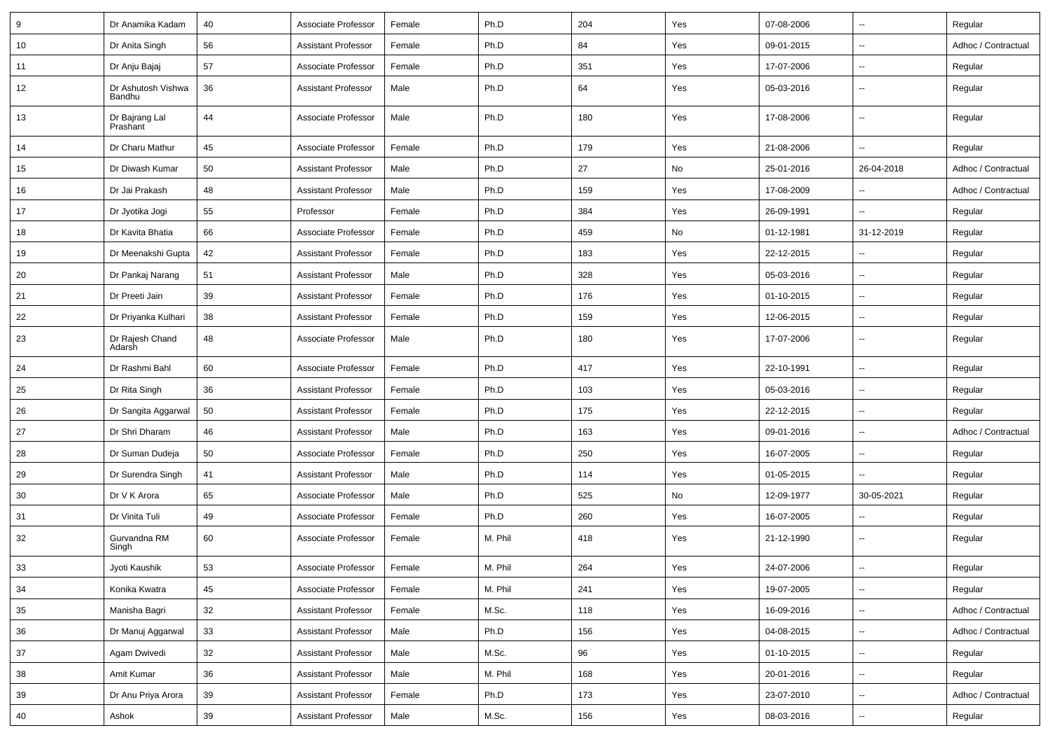| 9 | Dr Anamika Kadam | 40 | Associate Professor | Female | Ph.D | 204 | Yes | 07-08-2006 | -- | Regular |
|---|---|---|---|---|---|---|---|---|---|---|
| 10 | Dr Anita Singh | 56 | Assistant Professor | Female | Ph.D | 84 | Yes | 09-01-2015 | -- | Adhoc / Contractual |
| 11 | Dr Anju Bajaj | 57 | Associate Professor | Female | Ph.D | 351 | Yes | 17-07-2006 | -- | Regular |
| 12 | Dr Ashutosh Vishwa Bandhu | 36 | Assistant Professor | Male | Ph.D | 64 | Yes | 05-03-2016 | -- | Regular |
| 13 | Dr Bajrang Lal Prashant | 44 | Associate Professor | Male | Ph.D | 180 | Yes | 17-08-2006 | -- | Regular |
| 14 | Dr Charu Mathur | 45 | Associate Professor | Female | Ph.D | 179 | Yes | 21-08-2006 | -- | Regular |
| 15 | Dr Diwash Kumar | 50 | Assistant Professor | Male | Ph.D | 27 | No | 25-01-2016 | 26-04-2018 | Adhoc / Contractual |
| 16 | Dr Jai Prakash | 48 | Assistant Professor | Male | Ph.D | 159 | Yes | 17-08-2009 | -- | Adhoc / Contractual |
| 17 | Dr Jyotika Jogi | 55 | Professor | Female | Ph.D | 384 | Yes | 26-09-1991 | -- | Regular |
| 18 | Dr Kavita Bhatia | 66 | Associate Professor | Female | Ph.D | 459 | No | 01-12-1981 | 31-12-2019 | Regular |
| 19 | Dr Meenakshi Gupta | 42 | Assistant Professor | Female | Ph.D | 183 | Yes | 22-12-2015 | -- | Regular |
| 20 | Dr Pankaj Narang | 51 | Assistant Professor | Male | Ph.D | 328 | Yes | 05-03-2016 | -- | Regular |
| 21 | Dr Preeti Jain | 39 | Assistant Professor | Female | Ph.D | 176 | Yes | 01-10-2015 | -- | Regular |
| 22 | Dr Priyanka Kulhari | 38 | Assistant Professor | Female | Ph.D | 159 | Yes | 12-06-2015 | -- | Regular |
| 23 | Dr Rajesh Chand Adarsh | 48 | Associate Professor | Male | Ph.D | 180 | Yes | 17-07-2006 | -- | Regular |
| 24 | Dr Rashmi Bahl | 60 | Associate Professor | Female | Ph.D | 417 | Yes | 22-10-1991 | -- | Regular |
| 25 | Dr Rita Singh | 36 | Assistant Professor | Female | Ph.D | 103 | Yes | 05-03-2016 | -- | Regular |
| 26 | Dr Sangita Aggarwal | 50 | Assistant Professor | Female | Ph.D | 175 | Yes | 22-12-2015 | -- | Regular |
| 27 | Dr Shri Dharam | 46 | Assistant Professor | Male | Ph.D | 163 | Yes | 09-01-2016 | -- | Adhoc / Contractual |
| 28 | Dr Suman Dudeja | 50 | Associate Professor | Female | Ph.D | 250 | Yes | 16-07-2005 | -- | Regular |
| 29 | Dr Surendra Singh | 41 | Assistant Professor | Male | Ph.D | 114 | Yes | 01-05-2015 | -- | Regular |
| 30 | Dr V K Arora | 65 | Associate Professor | Male | Ph.D | 525 | No | 12-09-1977 | 30-05-2021 | Regular |
| 31 | Dr Vinita Tuli | 49 | Associate Professor | Female | Ph.D | 260 | Yes | 16-07-2005 | -- | Regular |
| 32 | Gurvandna RM Singh | 60 | Associate Professor | Female | M. Phil | 418 | Yes | 21-12-1990 | -- | Regular |
| 33 | Jyoti Kaushik | 53 | Associate Professor | Female | M. Phil | 264 | Yes | 24-07-2006 | -- | Regular |
| 34 | Konika Kwatra | 45 | Associate Professor | Female | M. Phil | 241 | Yes | 19-07-2005 | -- | Regular |
| 35 | Manisha Bagri | 32 | Assistant Professor | Female | M.Sc. | 118 | Yes | 16-09-2016 | -- | Adhoc / Contractual |
| 36 | Dr Manuj Aggarwal | 33 | Assistant Professor | Male | Ph.D | 156 | Yes | 04-08-2015 | -- | Adhoc / Contractual |
| 37 | Agam Dwivedi | 32 | Assistant Professor | Male | M.Sc. | 96 | Yes | 01-10-2015 | -- | Regular |
| 38 | Amit Kumar | 36 | Assistant Professor | Male | M. Phil | 168 | Yes | 20-01-2016 | -- | Regular |
| 39 | Dr Anu Priya Arora | 39 | Assistant Professor | Female | Ph.D | 173 | Yes | 23-07-2010 | -- | Adhoc / Contractual |
| 40 | Ashok | 39 | Assistant Professor | Male | M.Sc. | 156 | Yes | 08-03-2016 | -- | Regular |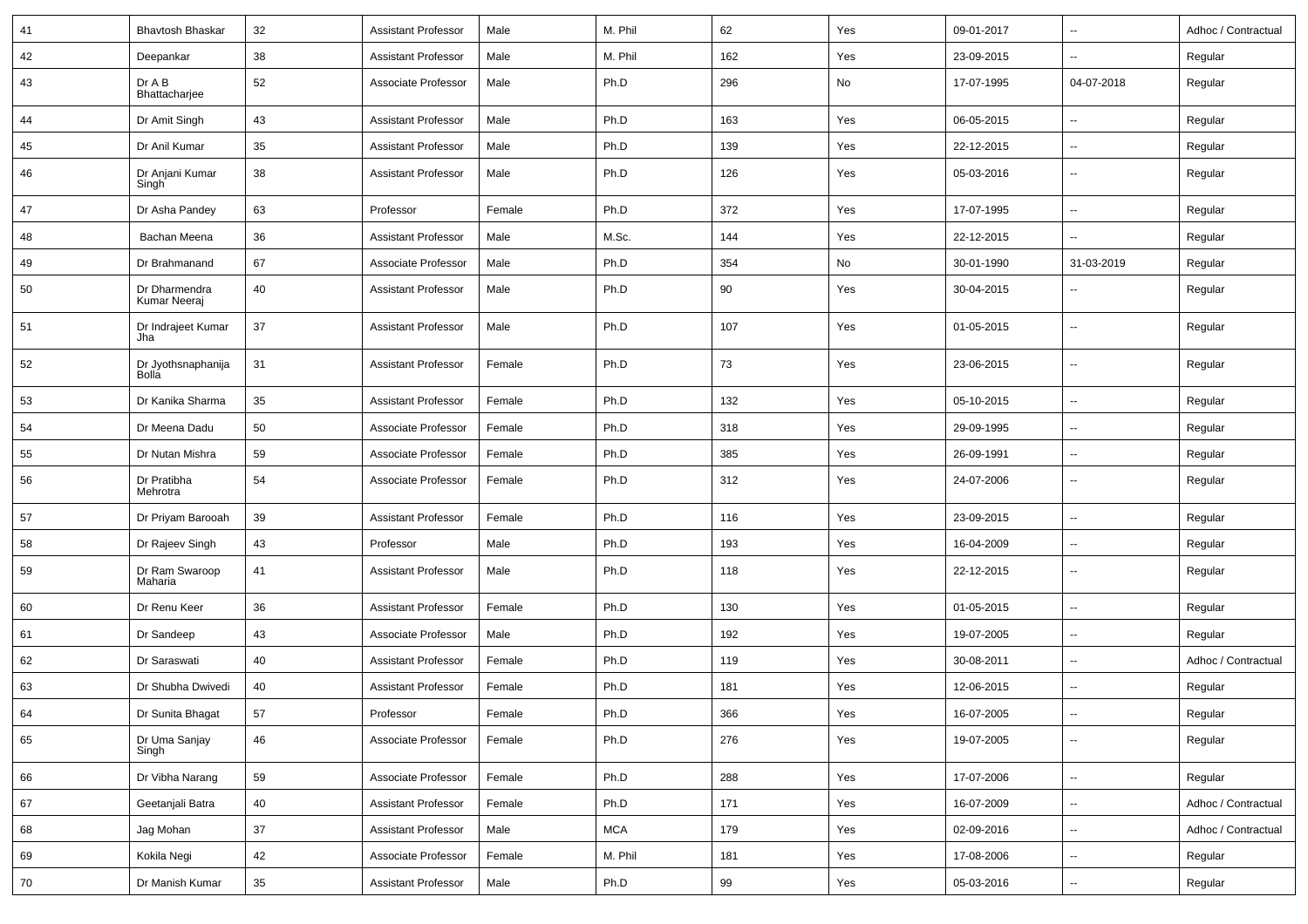| 41 | Bhavtosh Bhaskar | 32 | Assistant Professor | Male | M. Phil | 62 | Yes | 09-01-2017 | -- | Adhoc / Contractual |
|---|---|---|---|---|---|---|---|---|---|---|
| 42 | Deepankar | 38 | Assistant Professor | Male | M. Phil | 162 | Yes | 23-09-2015 | -- | Regular |
| 43 | Dr A B Bhattacharjee | 52 | Associate Professor | Male | Ph.D | 296 | No | 17-07-1995 | 04-07-2018 | Regular |
| 44 | Dr Amit Singh | 43 | Assistant Professor | Male | Ph.D | 163 | Yes | 06-05-2015 | -- | Regular |
| 45 | Dr Anil Kumar | 35 | Assistant Professor | Male | Ph.D | 139 | Yes | 22-12-2015 | -- | Regular |
| 46 | Dr Anjani Kumar Singh | 38 | Assistant Professor | Male | Ph.D | 126 | Yes | 05-03-2016 | -- | Regular |
| 47 | Dr Asha Pandey | 63 | Professor | Female | Ph.D | 372 | Yes | 17-07-1995 | -- | Regular |
| 48 | Bachan Meena | 36 | Assistant Professor | Male | M.Sc. | 144 | Yes | 22-12-2015 | -- | Regular |
| 49 | Dr Brahmanand | 67 | Associate Professor | Male | Ph.D | 354 | No | 30-01-1990 | 31-03-2019 | Regular |
| 50 | Dr Dharmendra Kumar Neeraj | 40 | Assistant Professor | Male | Ph.D | 90 | Yes | 30-04-2015 | -- | Regular |
| 51 | Dr Indrajeet Kumar Jha | 37 | Assistant Professor | Male | Ph.D | 107 | Yes | 01-05-2015 | -- | Regular |
| 52 | Dr Jyothsnaphanija Bolla | 31 | Assistant Professor | Female | Ph.D | 73 | Yes | 23-06-2015 | -- | Regular |
| 53 | Dr Kanika Sharma | 35 | Assistant Professor | Female | Ph.D | 132 | Yes | 05-10-2015 | -- | Regular |
| 54 | Dr Meena Dadu | 50 | Associate Professor | Female | Ph.D | 318 | Yes | 29-09-1995 | -- | Regular |
| 55 | Dr Nutan Mishra | 59 | Associate Professor | Female | Ph.D | 385 | Yes | 26-09-1991 | -- | Regular |
| 56 | Dr Pratibha Mehrotra | 54 | Associate Professor | Female | Ph.D | 312 | Yes | 24-07-2006 | -- | Regular |
| 57 | Dr Priyam Barooah | 39 | Assistant Professor | Female | Ph.D | 116 | Yes | 23-09-2015 | -- | Regular |
| 58 | Dr Rajeev Singh | 43 | Professor | Male | Ph.D | 193 | Yes | 16-04-2009 | -- | Regular |
| 59 | Dr Ram Swaroop Maharia | 41 | Assistant Professor | Male | Ph.D | 118 | Yes | 22-12-2015 | -- | Regular |
| 60 | Dr Renu Keer | 36 | Assistant Professor | Female | Ph.D | 130 | Yes | 01-05-2015 | -- | Regular |
| 61 | Dr Sandeep | 43 | Associate Professor | Male | Ph.D | 192 | Yes | 19-07-2005 | -- | Regular |
| 62 | Dr Saraswati | 40 | Assistant Professor | Female | Ph.D | 119 | Yes | 30-08-2011 | -- | Adhoc / Contractual |
| 63 | Dr Shubha Dwivedi | 40 | Assistant Professor | Female | Ph.D | 181 | Yes | 12-06-2015 | -- | Regular |
| 64 | Dr Sunita Bhagat | 57 | Professor | Female | Ph.D | 366 | Yes | 16-07-2005 | -- | Regular |
| 65 | Dr Uma Sanjay Singh | 46 | Associate Professor | Female | Ph.D | 276 | Yes | 19-07-2005 | -- | Regular |
| 66 | Dr Vibha Narang | 59 | Associate Professor | Female | Ph.D | 288 | Yes | 17-07-2006 | -- | Regular |
| 67 | Geetanjali Batra | 40 | Assistant Professor | Female | Ph.D | 171 | Yes | 16-07-2009 | -- | Adhoc / Contractual |
| 68 | Jag Mohan | 37 | Assistant Professor | Male | MCA | 179 | Yes | 02-09-2016 | -- | Adhoc / Contractual |
| 69 | Kokila Negi | 42 | Associate Professor | Female | M. Phil | 181 | Yes | 17-08-2006 | -- | Regular |
| 70 | Dr Manish Kumar | 35 | Assistant Professor | Male | Ph.D | 99 | Yes | 05-03-2016 | -- | Regular |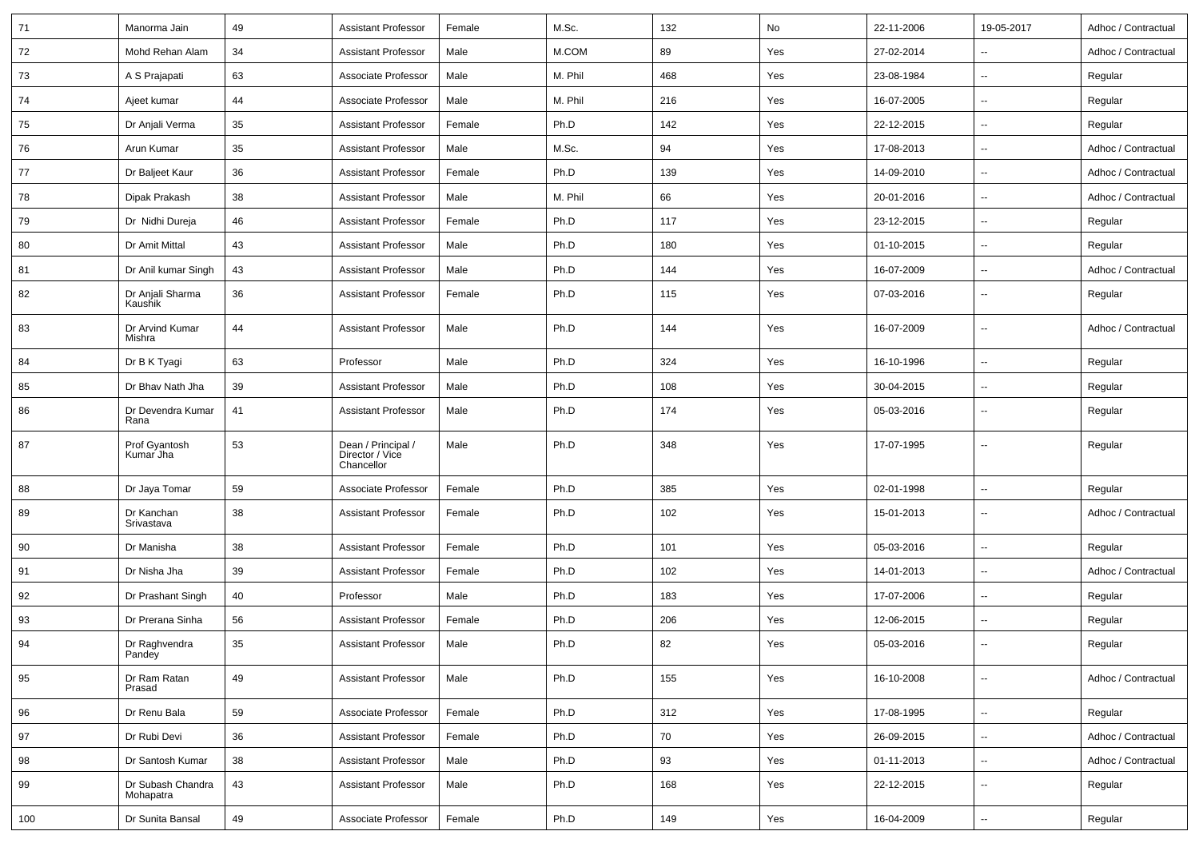| 71 | Manorma Jain | 49 | Assistant Professor | Female | M.Sc. | 132 | No | 22-11-2006 | 19-05-2017 | Adhoc / Contractual |
|---|---|---|---|---|---|---|---|---|---|---|
| 72 | Mohd Rehan Alam | 34 | Assistant Professor | Male | M.COM | 89 | Yes | 27-02-2014 | -- | Adhoc / Contractual |
| 73 | A S Prajapati | 63 | Associate Professor | Male | M. Phil | 468 | Yes | 23-08-1984 | -- | Regular |
| 74 | Ajeet kumar | 44 | Associate Professor | Male | M. Phil | 216 | Yes | 16-07-2005 | -- | Regular |
| 75 | Dr Anjali Verma | 35 | Assistant Professor | Female | Ph.D | 142 | Yes | 22-12-2015 | -- | Regular |
| 76 | Arun Kumar | 35 | Assistant Professor | Male | M.Sc. | 94 | Yes | 17-08-2013 | -- | Adhoc / Contractual |
| 77 | Dr Baljeet Kaur | 36 | Assistant Professor | Female | Ph.D | 139 | Yes | 14-09-2010 | -- | Adhoc / Contractual |
| 78 | Dipak Prakash | 38 | Assistant Professor | Male | M. Phil | 66 | Yes | 20-01-2016 | -- | Adhoc / Contractual |
| 79 | Dr Nidhi Dureja | 46 | Assistant Professor | Female | Ph.D | 117 | Yes | 23-12-2015 | -- | Regular |
| 80 | Dr Amit Mittal | 43 | Assistant Professor | Male | Ph.D | 180 | Yes | 01-10-2015 | -- | Regular |
| 81 | Dr Anil kumar Singh | 43 | Assistant Professor | Male | Ph.D | 144 | Yes | 16-07-2009 | -- | Adhoc / Contractual |
| 82 | Dr Anjali Sharma Kaushik | 36 | Assistant Professor | Female | Ph.D | 115 | Yes | 07-03-2016 | -- | Regular |
| 83 | Dr Arvind Kumar Mishra | 44 | Assistant Professor | Male | Ph.D | 144 | Yes | 16-07-2009 | -- | Adhoc / Contractual |
| 84 | Dr B K Tyagi | 63 | Professor | Male | Ph.D | 324 | Yes | 16-10-1996 | -- | Regular |
| 85 | Dr Bhav Nath Jha | 39 | Assistant Professor | Male | Ph.D | 108 | Yes | 30-04-2015 | -- | Regular |
| 86 | Dr Devendra Kumar Rana | 41 | Assistant Professor | Male | Ph.D | 174 | Yes | 05-03-2016 | -- | Regular |
| 87 | Prof Gyantosh Kumar Jha | 53 | Dean / Principal / Director / Vice Chancellor | Male | Ph.D | 348 | Yes | 17-07-1995 | -- | Regular |
| 88 | Dr Jaya Tomar | 59 | Associate Professor | Female | Ph.D | 385 | Yes | 02-01-1998 | -- | Regular |
| 89 | Dr Kanchan Srivastava | 38 | Assistant Professor | Female | Ph.D | 102 | Yes | 15-01-2013 | -- | Adhoc / Contractual |
| 90 | Dr Manisha | 38 | Assistant Professor | Female | Ph.D | 101 | Yes | 05-03-2016 | -- | Regular |
| 91 | Dr Nisha Jha | 39 | Assistant Professor | Female | Ph.D | 102 | Yes | 14-01-2013 | -- | Adhoc / Contractual |
| 92 | Dr Prashant Singh | 40 | Professor | Male | Ph.D | 183 | Yes | 17-07-2006 | -- | Regular |
| 93 | Dr Prerana Sinha | 56 | Assistant Professor | Female | Ph.D | 206 | Yes | 12-06-2015 | -- | Regular |
| 94 | Dr Raghvendra Pandey | 35 | Assistant Professor | Male | Ph.D | 82 | Yes | 05-03-2016 | -- | Regular |
| 95 | Dr Ram Ratan Prasad | 49 | Assistant Professor | Male | Ph.D | 155 | Yes | 16-10-2008 | -- | Adhoc / Contractual |
| 96 | Dr Renu Bala | 59 | Associate Professor | Female | Ph.D | 312 | Yes | 17-08-1995 | -- | Regular |
| 97 | Dr Rubi Devi | 36 | Assistant Professor | Female | Ph.D | 70 | Yes | 26-09-2015 | -- | Adhoc / Contractual |
| 98 | Dr Santosh Kumar | 38 | Assistant Professor | Male | Ph.D | 93 | Yes | 01-11-2013 | -- | Adhoc / Contractual |
| 99 | Dr Subash Chandra Mohapatra | 43 | Assistant Professor | Male | Ph.D | 168 | Yes | 22-12-2015 | -- | Regular |
| 100 | Dr Sunita Bansal | 49 | Associate Professor | Female | Ph.D | 149 | Yes | 16-04-2009 | -- | Regular |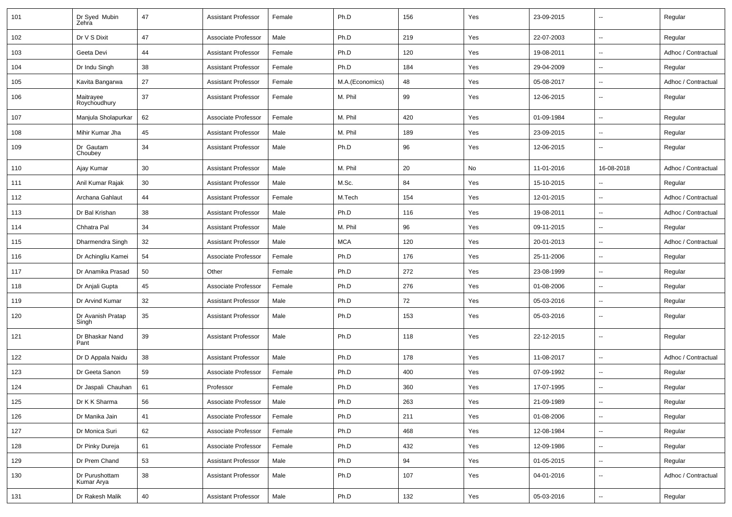| 101 | Dr Syed Mubin Zehra | 47 | Assistant Professor | Female | Ph.D | 156 | Yes | 23-09-2015 | -- | Regular |
|---|---|---|---|---|---|---|---|---|---|---|
| 102 | Dr V S Dixit | 47 | Associate Professor | Male | Ph.D | 219 | Yes | 22-07-2003 | -- | Regular |
| 103 | Geeta Devi | 44 | Assistant Professor | Female | Ph.D | 120 | Yes | 19-08-2011 | -- | Adhoc / Contractual |
| 104 | Dr Indu Singh | 38 | Assistant Professor | Female | Ph.D | 184 | Yes | 29-04-2009 | -- | Regular |
| 105 | Kavita Bangarwa | 27 | Assistant Professor | Female | M.A.(Economics) | 48 | Yes | 05-08-2017 | -- | Adhoc / Contractual |
| 106 | Maitrayee Roychoudhury | 37 | Assistant Professor | Female | M. Phil | 99 | Yes | 12-06-2015 | -- | Regular |
| 107 | Manjula Sholapurkar | 62 | Associate Professor | Female | M. Phil | 420 | Yes | 01-09-1984 | -- | Regular |
| 108 | Mihir Kumar Jha | 45 | Assistant Professor | Male | M. Phil | 189 | Yes | 23-09-2015 | -- | Regular |
| 109 | Dr Gautam Choubey | 34 | Assistant Professor | Male | Ph.D | 96 | Yes | 12-06-2015 | -- | Regular |
| 110 | Ajay Kumar | 30 | Assistant Professor | Male | M. Phil | 20 | No | 11-01-2016 | 16-08-2018 | Adhoc / Contractual |
| 111 | Anil Kumar Rajak | 30 | Assistant Professor | Male | M.Sc. | 84 | Yes | 15-10-2015 | -- | Regular |
| 112 | Archana Gahlaut | 44 | Assistant Professor | Female | M.Tech | 154 | Yes | 12-01-2015 | -- | Adhoc / Contractual |
| 113 | Dr Bal Krishan | 38 | Assistant Professor | Male | Ph.D | 116 | Yes | 19-08-2011 | -- | Adhoc / Contractual |
| 114 | Chhatra Pal | 34 | Assistant Professor | Male | M. Phil | 96 | Yes | 09-11-2015 | -- | Regular |
| 115 | Dharmendra Singh | 32 | Assistant Professor | Male | MCA | 120 | Yes | 20-01-2013 | -- | Adhoc / Contractual |
| 116 | Dr Achingliu Kamei | 54 | Associate Professor | Female | Ph.D | 176 | Yes | 25-11-2006 | -- | Regular |
| 117 | Dr Anamika Prasad | 50 | Other | Female | Ph.D | 272 | Yes | 23-08-1999 | -- | Regular |
| 118 | Dr Anjali Gupta | 45 | Associate Professor | Female | Ph.D | 276 | Yes | 01-08-2006 | -- | Regular |
| 119 | Dr Arvind Kumar | 32 | Assistant Professor | Male | Ph.D | 72 | Yes | 05-03-2016 | -- | Regular |
| 120 | Dr Avanish Pratap Singh | 35 | Assistant Professor | Male | Ph.D | 153 | Yes | 05-03-2016 | -- | Regular |
| 121 | Dr Bhaskar Nand Pant | 39 | Assistant Professor | Male | Ph.D | 118 | Yes | 22-12-2015 | -- | Regular |
| 122 | Dr D Appala Naidu | 38 | Assistant Professor | Male | Ph.D | 178 | Yes | 11-08-2017 | -- | Adhoc / Contractual |
| 123 | Dr Geeta Sanon | 59 | Associate Professor | Female | Ph.D | 400 | Yes | 07-09-1992 | -- | Regular |
| 124 | Dr Jaspali Chauhan | 61 | Professor | Female | Ph.D | 360 | Yes | 17-07-1995 | -- | Regular |
| 125 | Dr K K Sharma | 56 | Associate Professor | Male | Ph.D | 263 | Yes | 21-09-1989 | -- | Regular |
| 126 | Dr Manika Jain | 41 | Associate Professor | Female | Ph.D | 211 | Yes | 01-08-2006 | -- | Regular |
| 127 | Dr Monica Suri | 62 | Associate Professor | Female | Ph.D | 468 | Yes | 12-08-1984 | -- | Regular |
| 128 | Dr Pinky Dureja | 61 | Associate Professor | Female | Ph.D | 432 | Yes | 12-09-1986 | -- | Regular |
| 129 | Dr Prem Chand | 53 | Assistant Professor | Male | Ph.D | 94 | Yes | 01-05-2015 | -- | Regular |
| 130 | Dr Purushottam Kumar Arya | 38 | Assistant Professor | Male | Ph.D | 107 | Yes | 04-01-2016 | -- | Adhoc / Contractual |
| 131 | Dr Rakesh Malik | 40 | Assistant Professor | Male | Ph.D | 132 | Yes | 05-03-2016 | -- | Regular |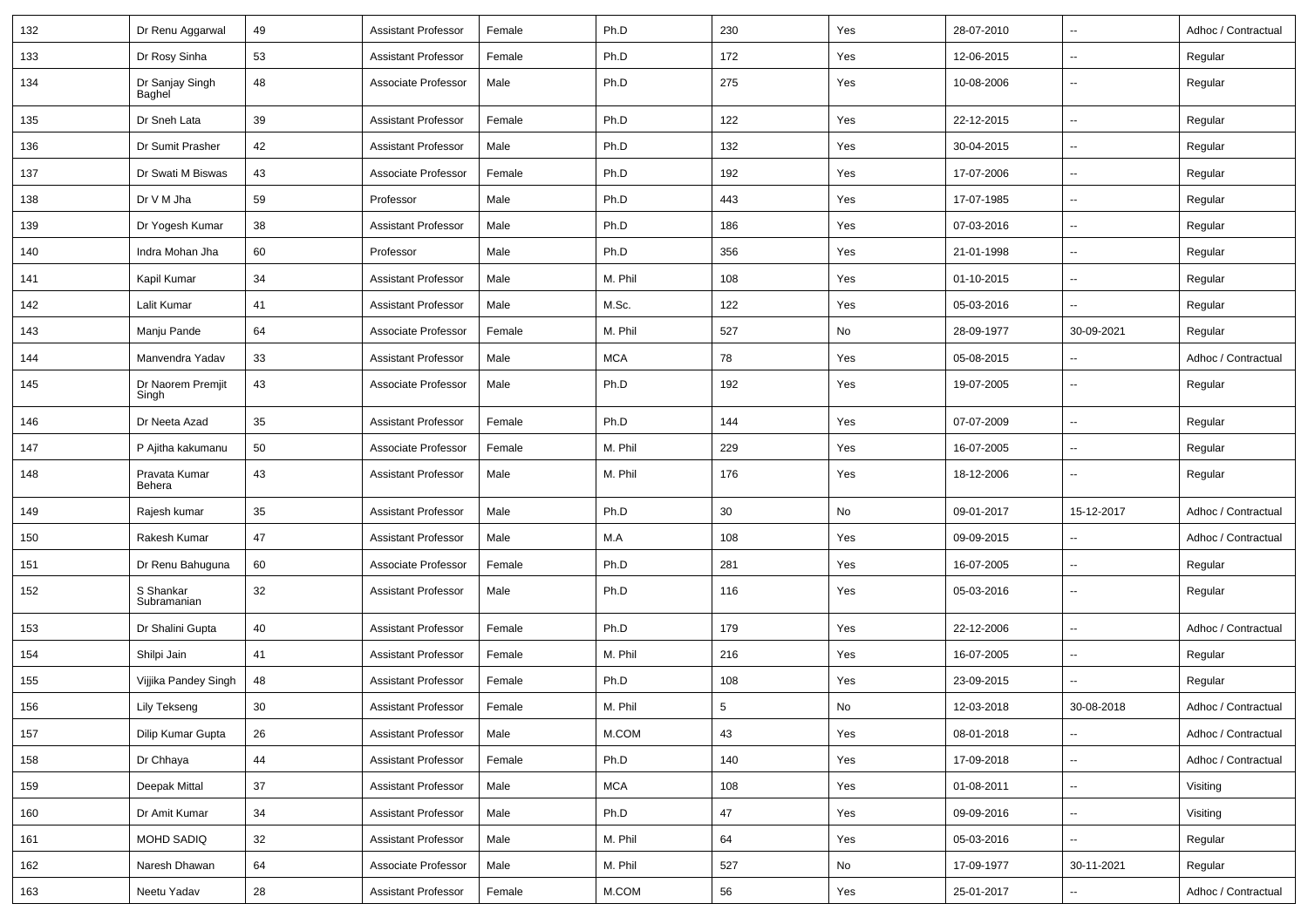| 132 | Dr Renu Aggarwal | 49 | Assistant Professor | Female | Ph.D | 230 | Yes | 28-07-2010 | -- | Adhoc / Contractual |
|---|---|---|---|---|---|---|---|---|---|---|
| 133 | Dr Rosy Sinha | 53 | Assistant Professor | Female | Ph.D | 172 | Yes | 12-06-2015 | -- | Regular |
| 134 | Dr Sanjay Singh Baghel | 48 | Associate Professor | Male | Ph.D | 275 | Yes | 10-08-2006 | -- | Regular |
| 135 | Dr Sneh Lata | 39 | Assistant Professor | Female | Ph.D | 122 | Yes | 22-12-2015 | -- | Regular |
| 136 | Dr Sumit Prasher | 42 | Assistant Professor | Male | Ph.D | 132 | Yes | 30-04-2015 | -- | Regular |
| 137 | Dr Swati M Biswas | 43 | Associate Professor | Female | Ph.D | 192 | Yes | 17-07-2006 | -- | Regular |
| 138 | Dr V M Jha | 59 | Professor | Male | Ph.D | 443 | Yes | 17-07-1985 | -- | Regular |
| 139 | Dr Yogesh Kumar | 38 | Assistant Professor | Male | Ph.D | 186 | Yes | 07-03-2016 | -- | Regular |
| 140 | Indra Mohan Jha | 60 | Professor | Male | Ph.D | 356 | Yes | 21-01-1998 | -- | Regular |
| 141 | Kapil Kumar | 34 | Assistant Professor | Male | M. Phil | 108 | Yes | 01-10-2015 | -- | Regular |
| 142 | Lalit Kumar | 41 | Assistant Professor | Male | M.Sc. | 122 | Yes | 05-03-2016 | -- | Regular |
| 143 | Manju Pande | 64 | Associate Professor | Female | M. Phil | 527 | No | 28-09-1977 | 30-09-2021 | Regular |
| 144 | Manvendra Yadav | 33 | Assistant Professor | Male | MCA | 78 | Yes | 05-08-2015 | -- | Adhoc / Contractual |
| 145 | Dr Naorem Premjit Singh | 43 | Associate Professor | Male | Ph.D | 192 | Yes | 19-07-2005 | -- | Regular |
| 146 | Dr Neeta Azad | 35 | Assistant Professor | Female | Ph.D | 144 | Yes | 07-07-2009 | -- | Regular |
| 147 | P Ajitha kakumanu | 50 | Associate Professor | Female | M. Phil | 229 | Yes | 16-07-2005 | -- | Regular |
| 148 | Pravata Kumar Behera | 43 | Assistant Professor | Male | M. Phil | 176 | Yes | 18-12-2006 | -- | Regular |
| 149 | Rajesh kumar | 35 | Assistant Professor | Male | Ph.D | 30 | No | 09-01-2017 | 15-12-2017 | Adhoc / Contractual |
| 150 | Rakesh Kumar | 47 | Assistant Professor | Male | M.A | 108 | Yes | 09-09-2015 | -- | Adhoc / Contractual |
| 151 | Dr Renu Bahuguna | 60 | Associate Professor | Female | Ph.D | 281 | Yes | 16-07-2005 | -- | Regular |
| 152 | S Shankar Subramanian | 32 | Assistant Professor | Male | Ph.D | 116 | Yes | 05-03-2016 | -- | Regular |
| 153 | Dr Shalini Gupta | 40 | Assistant Professor | Female | Ph.D | 179 | Yes | 22-12-2006 | -- | Adhoc / Contractual |
| 154 | Shilpi Jain | 41 | Assistant Professor | Female | M. Phil | 216 | Yes | 16-07-2005 | -- | Regular |
| 155 | Vijjika Pandey Singh | 48 | Assistant Professor | Female | Ph.D | 108 | Yes | 23-09-2015 | -- | Regular |
| 156 | Lily Tekseng | 30 | Assistant Professor | Female | M. Phil | 5 | No | 12-03-2018 | 30-08-2018 | Adhoc / Contractual |
| 157 | Dilip Kumar Gupta | 26 | Assistant Professor | Male | M.COM | 43 | Yes | 08-01-2018 | -- | Adhoc / Contractual |
| 158 | Dr Chhaya | 44 | Assistant Professor | Female | Ph.D | 140 | Yes | 17-09-2018 | -- | Adhoc / Contractual |
| 159 | Deepak Mittal | 37 | Assistant Professor | Male | MCA | 108 | Yes | 01-08-2011 | -- | Visiting |
| 160 | Dr Amit Kumar | 34 | Assistant Professor | Male | Ph.D | 47 | Yes | 09-09-2016 | -- | Visiting |
| 161 | MOHD SADIQ | 32 | Assistant Professor | Male | M. Phil | 64 | Yes | 05-03-2016 | -- | Regular |
| 162 | Naresh Dhawan | 64 | Associate Professor | Male | M. Phil | 527 | No | 17-09-1977 | 30-11-2021 | Regular |
| 163 | Neetu Yadav | 28 | Assistant Professor | Female | M.COM | 56 | Yes | 25-01-2017 | -- | Adhoc / Contractual |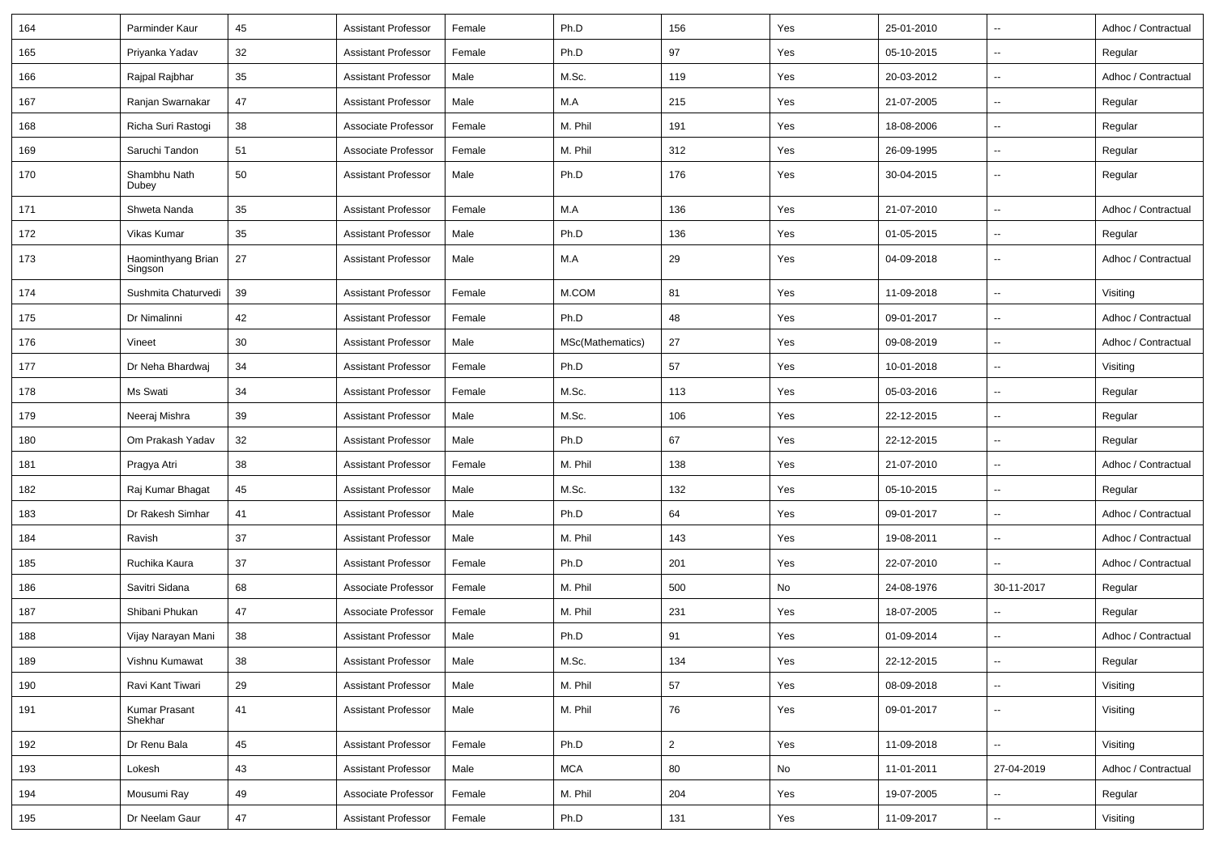| 164 | Parminder Kaur | 45 | Assistant Professor | Female | Ph.D | 156 | Yes | 25-01-2010 | -- | Adhoc / Contractual |
|---|---|---|---|---|---|---|---|---|---|---|
| 165 | Priyanka Yadav | 32 | Assistant Professor | Female | Ph.D | 97 | Yes | 05-10-2015 | -- | Regular |
| 166 | Rajpal Rajbhar | 35 | Assistant Professor | Male | M.Sc. | 119 | Yes | 20-03-2012 | -- | Adhoc / Contractual |
| 167 | Ranjan Swarnakar | 47 | Assistant Professor | Male | M.A | 215 | Yes | 21-07-2005 | -- | Regular |
| 168 | Richa Suri Rastogi | 38 | Associate Professor | Female | M. Phil | 191 | Yes | 18-08-2006 | -- | Regular |
| 169 | Saruchi Tandon | 51 | Associate Professor | Female | M. Phil | 312 | Yes | 26-09-1995 | -- | Regular |
| 170 | Shambhu Nath Dubey | 50 | Assistant Professor | Male | Ph.D | 176 | Yes | 30-04-2015 | -- | Regular |
| 171 | Shweta Nanda | 35 | Assistant Professor | Female | M.A | 136 | Yes | 21-07-2010 | -- | Adhoc / Contractual |
| 172 | Vikas Kumar | 35 | Assistant Professor | Male | Ph.D | 136 | Yes | 01-05-2015 | -- | Regular |
| 173 | Haominthyang Brian Singson | 27 | Assistant Professor | Male | M.A | 29 | Yes | 04-09-2018 | -- | Adhoc / Contractual |
| 174 | Sushmita Chaturvedi | 39 | Assistant Professor | Female | M.COM | 81 | Yes | 11-09-2018 | -- | Visiting |
| 175 | Dr Nimalinni | 42 | Assistant Professor | Female | Ph.D | 48 | Yes | 09-01-2017 | -- | Adhoc / Contractual |
| 176 | Vineet | 30 | Assistant Professor | Male | MSc(Mathematics) | 27 | Yes | 09-08-2019 | -- | Adhoc / Contractual |
| 177 | Dr Neha Bhardwaj | 34 | Assistant Professor | Female | Ph.D | 57 | Yes | 10-01-2018 | -- | Visiting |
| 178 | Ms Swati | 34 | Assistant Professor | Female | M.Sc. | 113 | Yes | 05-03-2016 | -- | Regular |
| 179 | Neeraj Mishra | 39 | Assistant Professor | Male | M.Sc. | 106 | Yes | 22-12-2015 | -- | Regular |
| 180 | Om Prakash Yadav | 32 | Assistant Professor | Male | Ph.D | 67 | Yes | 22-12-2015 | -- | Regular |
| 181 | Pragya Atri | 38 | Assistant Professor | Female | M. Phil | 138 | Yes | 21-07-2010 | -- | Adhoc / Contractual |
| 182 | Raj Kumar Bhagat | 45 | Assistant Professor | Male | M.Sc. | 132 | Yes | 05-10-2015 | -- | Regular |
| 183 | Dr Rakesh Simhar | 41 | Assistant Professor | Male | Ph.D | 64 | Yes | 09-01-2017 | -- | Adhoc / Contractual |
| 184 | Ravish | 37 | Assistant Professor | Male | M. Phil | 143 | Yes | 19-08-2011 | -- | Adhoc / Contractual |
| 185 | Ruchika Kaura | 37 | Assistant Professor | Female | Ph.D | 201 | Yes | 22-07-2010 | -- | Adhoc / Contractual |
| 186 | Savitri Sidana | 68 | Associate Professor | Female | M. Phil | 500 | No | 24-08-1976 | 30-11-2017 | Regular |
| 187 | Shibani Phukan | 47 | Associate Professor | Female | M. Phil | 231 | Yes | 18-07-2005 | -- | Regular |
| 188 | Vijay Narayan Mani | 38 | Assistant Professor | Male | Ph.D | 91 | Yes | 01-09-2014 | -- | Adhoc / Contractual |
| 189 | Vishnu Kumawat | 38 | Assistant Professor | Male | M.Sc. | 134 | Yes | 22-12-2015 | -- | Regular |
| 190 | Ravi Kant Tiwari | 29 | Assistant Professor | Male | M. Phil | 57 | Yes | 08-09-2018 | -- | Visiting |
| 191 | Kumar Prasant Shekhar | 41 | Assistant Professor | Male | M. Phil | 76 | Yes | 09-01-2017 | -- | Visiting |
| 192 | Dr Renu Bala | 45 | Assistant Professor | Female | Ph.D | 2 | Yes | 11-09-2018 | -- | Visiting |
| 193 | Lokesh | 43 | Assistant Professor | Male | MCA | 80 | No | 11-01-2011 | 27-04-2019 | Adhoc / Contractual |
| 194 | Mousumi Ray | 49 | Associate Professor | Female | M. Phil | 204 | Yes | 19-07-2005 | -- | Regular |
| 195 | Dr Neelam Gaur | 47 | Assistant Professor | Female | Ph.D | 131 | Yes | 11-09-2017 | -- | Visiting |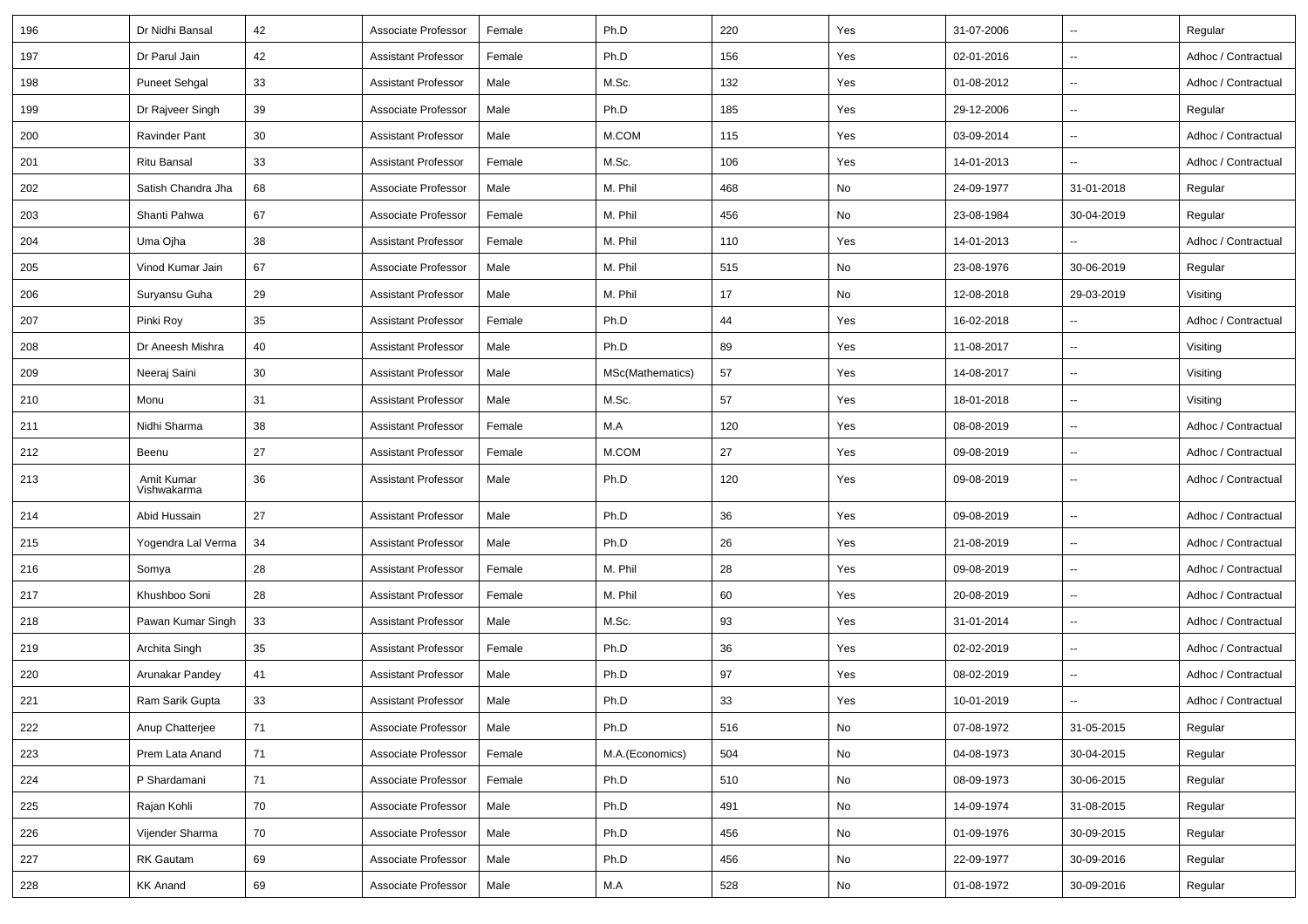| | | | | | | | | | | |
|---|---|---|---|---|---|---|---|---|---|---|
| 196 | Dr Nidhi Bansal | 42 | Associate Professor | Female | Ph.D | 220 | Yes | 31-07-2006 | -- | Regular |
| 197 | Dr Parul Jain | 42 | Assistant Professor | Female | Ph.D | 156 | Yes | 02-01-2016 | -- | Adhoc / Contractual |
| 198 | Puneet Sehgal | 33 | Assistant Professor | Male | M.Sc. | 132 | Yes | 01-08-2012 | -- | Adhoc / Contractual |
| 199 | Dr Rajveer Singh | 39 | Associate Professor | Male | Ph.D | 185 | Yes | 29-12-2006 | -- | Regular |
| 200 | Ravinder Pant | 30 | Assistant Professor | Male | M.COM | 115 | Yes | 03-09-2014 | -- | Adhoc / Contractual |
| 201 | Ritu Bansal | 33 | Assistant Professor | Female | M.Sc. | 106 | Yes | 14-01-2013 | -- | Adhoc / Contractual |
| 202 | Satish Chandra Jha | 68 | Associate Professor | Male | M. Phil | 468 | No | 24-09-1977 | 31-01-2018 | Regular |
| 203 | Shanti Pahwa | 67 | Associate Professor | Female | M. Phil | 456 | No | 23-08-1984 | 30-04-2019 | Regular |
| 204 | Uma Ojha | 38 | Assistant Professor | Female | M. Phil | 110 | Yes | 14-01-2013 | -- | Adhoc / Contractual |
| 205 | Vinod Kumar Jain | 67 | Associate Professor | Male | M. Phil | 515 | No | 23-08-1976 | 30-06-2019 | Regular |
| 206 | Suryansu Guha | 29 | Assistant Professor | Male | M. Phil | 17 | No | 12-08-2018 | 29-03-2019 | Visiting |
| 207 | Pinki Roy | 35 | Assistant Professor | Female | Ph.D | 44 | Yes | 16-02-2018 | -- | Adhoc / Contractual |
| 208 | Dr Aneesh Mishra | 40 | Assistant Professor | Male | Ph.D | 89 | Yes | 11-08-2017 | -- | Visiting |
| 209 | Neeraj Saini | 30 | Assistant Professor | Male | MSc(Mathematics) | 57 | Yes | 14-08-2017 | -- | Visiting |
| 210 | Monu | 31 | Assistant Professor | Male | M.Sc. | 57 | Yes | 18-01-2018 | -- | Visiting |
| 211 | Nidhi Sharma | 38 | Assistant Professor | Female | M.A | 120 | Yes | 08-08-2019 | -- | Adhoc / Contractual |
| 212 | Beenu | 27 | Assistant Professor | Female | M.COM | 27 | Yes | 09-08-2019 | -- | Adhoc / Contractual |
| 213 | Amit Kumar Vishwakarma | 36 | Assistant Professor | Male | Ph.D | 120 | Yes | 09-08-2019 | -- | Adhoc / Contractual |
| 214 | Abid Hussain | 27 | Assistant Professor | Male | Ph.D | 36 | Yes | 09-08-2019 | -- | Adhoc / Contractual |
| 215 | Yogendra Lal Verma | 34 | Assistant Professor | Male | Ph.D | 26 | Yes | 21-08-2019 | -- | Adhoc / Contractual |
| 216 | Somya | 28 | Assistant Professor | Female | M. Phil | 28 | Yes | 09-08-2019 | -- | Adhoc / Contractual |
| 217 | Khushboo Soni | 28 | Assistant Professor | Female | M. Phil | 60 | Yes | 20-08-2019 | -- | Adhoc / Contractual |
| 218 | Pawan Kumar Singh | 33 | Assistant Professor | Male | M.Sc. | 93 | Yes | 31-01-2014 | -- | Adhoc / Contractual |
| 219 | Archita Singh | 35 | Assistant Professor | Female | Ph.D | 36 | Yes | 02-02-2019 | -- | Adhoc / Contractual |
| 220 | Arunakar Pandey | 41 | Assistant Professor | Male | Ph.D | 97 | Yes | 08-02-2019 | -- | Adhoc / Contractual |
| 221 | Ram Sarik Gupta | 33 | Assistant Professor | Male | Ph.D | 33 | Yes | 10-01-2019 | -- | Adhoc / Contractual |
| 222 | Anup Chatterjee | 71 | Associate Professor | Male | Ph.D | 516 | No | 07-08-1972 | 31-05-2015 | Regular |
| 223 | Prem Lata Anand | 71 | Associate Professor | Female | M.A.(Economics) | 504 | No | 04-08-1973 | 30-04-2015 | Regular |
| 224 | P Shardamani | 71 | Associate Professor | Female | Ph.D | 510 | No | 08-09-1973 | 30-06-2015 | Regular |
| 225 | Rajan Kohli | 70 | Associate Professor | Male | Ph.D | 491 | No | 14-09-1974 | 31-08-2015 | Regular |
| 226 | Vijender Sharma | 70 | Associate Professor | Male | Ph.D | 456 | No | 01-09-1976 | 30-09-2015 | Regular |
| 227 | RK Gautam | 69 | Associate Professor | Male | Ph.D | 456 | No | 22-09-1977 | 30-09-2016 | Regular |
| 228 | KK Anand | 69 | Associate Professor | Male | M.A | 528 | No | 01-08-1972 | 30-09-2016 | Regular |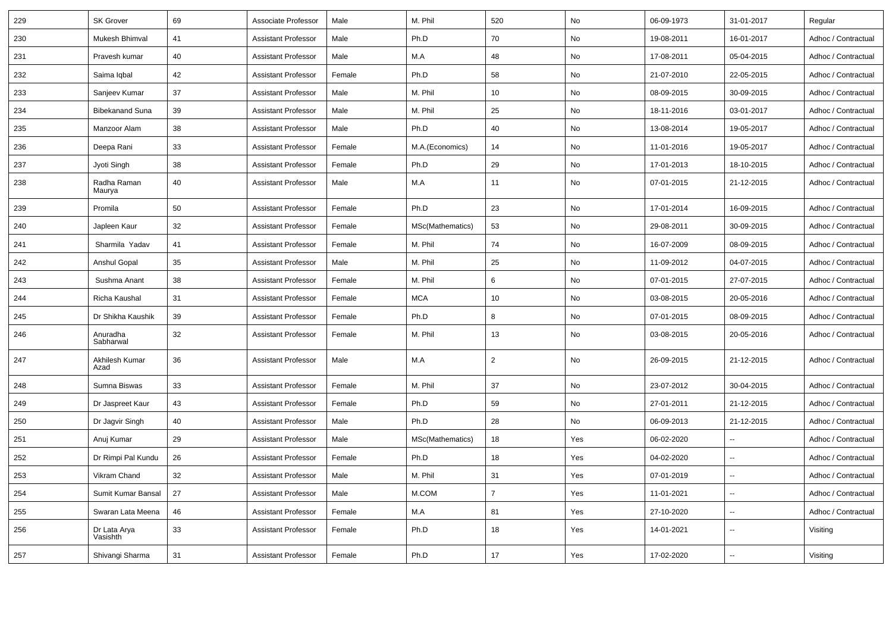| | | | | | | | | | | |
|---|---|---|---|---|---|---|---|---|---|---|
| 229 | SK Grover | 69 | Associate Professor | Male | M. Phil | 520 | No | 06-09-1973 | 31-01-2017 | Regular |
| 230 | Mukesh Bhimval | 41 | Assistant Professor | Male | Ph.D | 70 | No | 19-08-2011 | 16-01-2017 | Adhoc / Contractual |
| 231 | Pravesh kumar | 40 | Assistant Professor | Male | M.A | 48 | No | 17-08-2011 | 05-04-2015 | Adhoc / Contractual |
| 232 | Saima Iqbal | 42 | Assistant Professor | Female | Ph.D | 58 | No | 21-07-2010 | 22-05-2015 | Adhoc / Contractual |
| 233 | Sanjeev Kumar | 37 | Assistant Professor | Male | M. Phil | 10 | No | 08-09-2015 | 30-09-2015 | Adhoc / Contractual |
| 234 | Bibekanand Suna | 39 | Assistant Professor | Male | M. Phil | 25 | No | 18-11-2016 | 03-01-2017 | Adhoc / Contractual |
| 235 | Manzoor Alam | 38 | Assistant Professor | Male | Ph.D | 40 | No | 13-08-2014 | 19-05-2017 | Adhoc / Contractual |
| 236 | Deepa Rani | 33 | Assistant Professor | Female | M.A.(Economics) | 14 | No | 11-01-2016 | 19-05-2017 | Adhoc / Contractual |
| 237 | Jyoti Singh | 38 | Assistant Professor | Female | Ph.D | 29 | No | 17-01-2013 | 18-10-2015 | Adhoc / Contractual |
| 238 | Radha Raman Maurya | 40 | Assistant Professor | Male | M.A | 11 | No | 07-01-2015 | 21-12-2015 | Adhoc / Contractual |
| 239 | Promila | 50 | Assistant Professor | Female | Ph.D | 23 | No | 17-01-2014 | 16-09-2015 | Adhoc / Contractual |
| 240 | Japleen Kaur | 32 | Assistant Professor | Female | MSc(Mathematics) | 53 | No | 29-08-2011 | 30-09-2015 | Adhoc / Contractual |
| 241 | Sharmila Yadav | 41 | Assistant Professor | Female | M. Phil | 74 | No | 16-07-2009 | 08-09-2015 | Adhoc / Contractual |
| 242 | Anshul Gopal | 35 | Assistant Professor | Male | M. Phil | 25 | No | 11-09-2012 | 04-07-2015 | Adhoc / Contractual |
| 243 | Sushma Anant | 38 | Assistant Professor | Female | M. Phil | 6 | No | 07-01-2015 | 27-07-2015 | Adhoc / Contractual |
| 244 | Richa Kaushal | 31 | Assistant Professor | Female | MCA | 10 | No | 03-08-2015 | 20-05-2016 | Adhoc / Contractual |
| 245 | Dr Shikha Kaushik | 39 | Assistant Professor | Female | Ph.D | 8 | No | 07-01-2015 | 08-09-2015 | Adhoc / Contractual |
| 246 | Anuradha Sabharwal | 32 | Assistant Professor | Female | M. Phil | 13 | No | 03-08-2015 | 20-05-2016 | Adhoc / Contractual |
| 247 | Akhilesh Kumar Azad | 36 | Assistant Professor | Male | M.A | 2 | No | 26-09-2015 | 21-12-2015 | Adhoc / Contractual |
| 248 | Sumna Biswas | 33 | Assistant Professor | Female | M. Phil | 37 | No | 23-07-2012 | 30-04-2015 | Adhoc / Contractual |
| 249 | Dr Jaspreet Kaur | 43 | Assistant Professor | Female | Ph.D | 59 | No | 27-01-2011 | 21-12-2015 | Adhoc / Contractual |
| 250 | Dr Jagvir Singh | 40 | Assistant Professor | Male | Ph.D | 28 | No | 06-09-2013 | 21-12-2015 | Adhoc / Contractual |
| 251 | Anuj Kumar | 29 | Assistant Professor | Male | MSc(Mathematics) | 18 | Yes | 06-02-2020 | -- | Adhoc / Contractual |
| 252 | Dr Rimpi Pal Kundu | 26 | Assistant Professor | Female | Ph.D | 18 | Yes | 04-02-2020 | -- | Adhoc / Contractual |
| 253 | Vikram Chand | 32 | Assistant Professor | Male | M. Phil | 31 | Yes | 07-01-2019 | -- | Adhoc / Contractual |
| 254 | Sumit Kumar Bansal | 27 | Assistant Professor | Male | M.COM | 7 | Yes | 11-01-2021 | -- | Adhoc / Contractual |
| 255 | Swaran Lata Meena | 46 | Assistant Professor | Female | M.A | 81 | Yes | 27-10-2020 | -- | Adhoc / Contractual |
| 256 | Dr Lata Arya Vasishth | 33 | Assistant Professor | Female | Ph.D | 18 | Yes | 14-01-2021 | -- | Visiting |
| 257 | Shivangi Sharma | 31 | Assistant Professor | Female | Ph.D | 17 | Yes | 17-02-2020 | -- | Visiting |